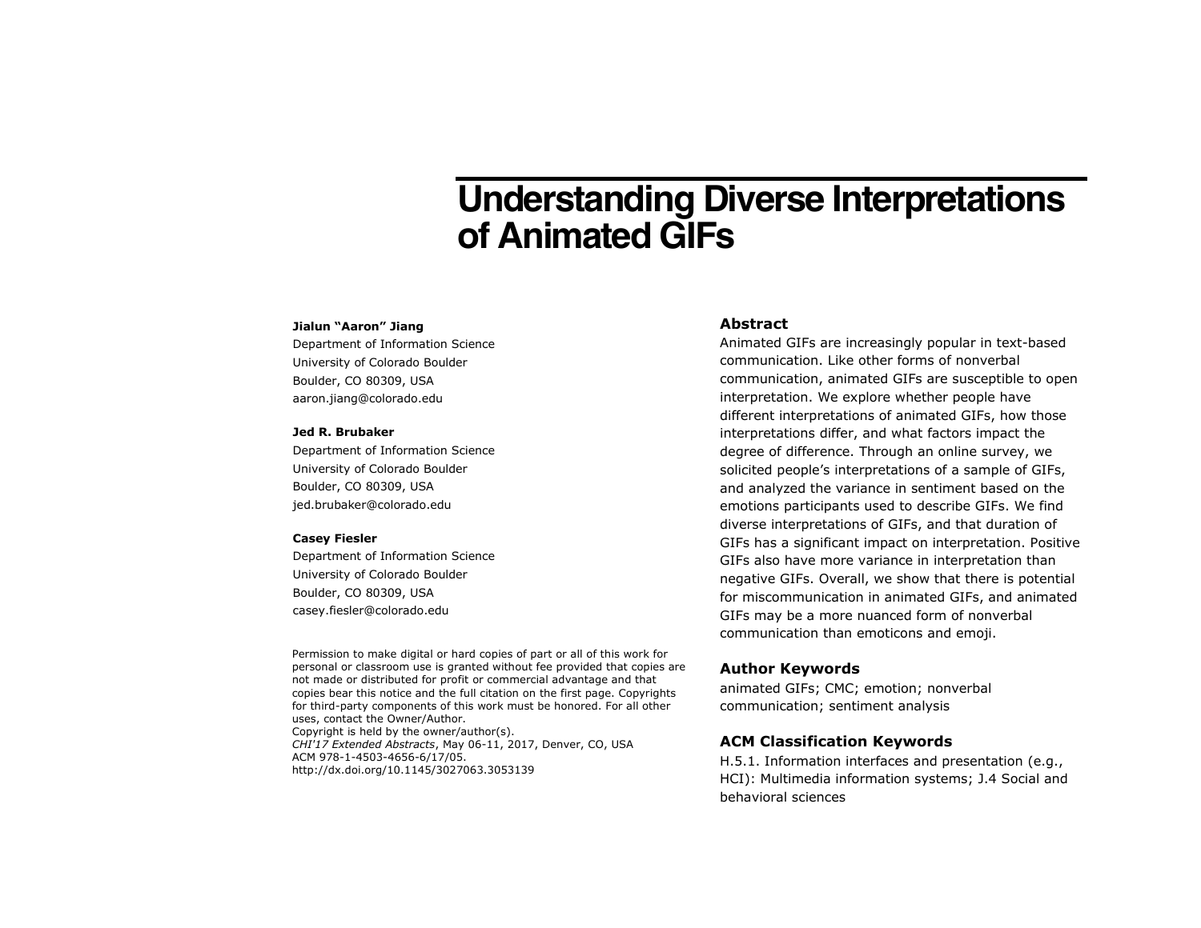# Understanding Diverse Interpretations of Animated GIFs

**Jialun "Aaron" Jiang**
Department of Information Science
University of Colorado Boulder
Boulder, CO 80309, USA
aaron.jiang@colorado.edu

**Jed R. Brubaker**
Department of Information Science
University of Colorado Boulder
Boulder, CO 80309, USA
jed.brubaker@colorado.edu

**Casey Fiesler**
Department of Information Science
University of Colorado Boulder
Boulder, CO 80309, USA
casey.fiesler@colorado.edu

Permission to make digital or hard copies of part or all of this work for personal or classroom use is granted without fee provided that copies are not made or distributed for profit or commercial advantage and that copies bear this notice and the full citation on the first page. Copyrights for third-party components of this work must be honored. For all other uses, contact the Owner/Author.
Copyright is held by the owner/author(s).
*CHI'17 Extended Abstracts*, May 06-11, 2017, Denver, CO, USA
ACM 978-1-4503-4656-6/17/05.
http://dx.doi.org/10.1145/3027063.3053139

## Abstract

Animated GIFs are increasingly popular in text-based communication. Like other forms of nonverbal communication, animated GIFs are susceptible to open interpretation. We explore whether people have different interpretations of animated GIFs, how those interpretations differ, and what factors impact the degree of difference. Through an online survey, we solicited people's interpretations of a sample of GIFs, and analyzed the variance in sentiment based on the emotions participants used to describe GIFs. We find diverse interpretations of GIFs, and that duration of GIFs has a significant impact on interpretation. Positive GIFs also have more variance in interpretation than negative GIFs. Overall, we show that there is potential for miscommunication in animated GIFs, and animated GIFs may be a more nuanced form of nonverbal communication than emoticons and emoji.

## Author Keywords

animated GIFs; CMC; emotion; nonverbal communication; sentiment analysis

## ACM Classification Keywords

H.5.1. Information interfaces and presentation (e.g., HCI): Multimedia information systems; J.4 Social and behavioral sciences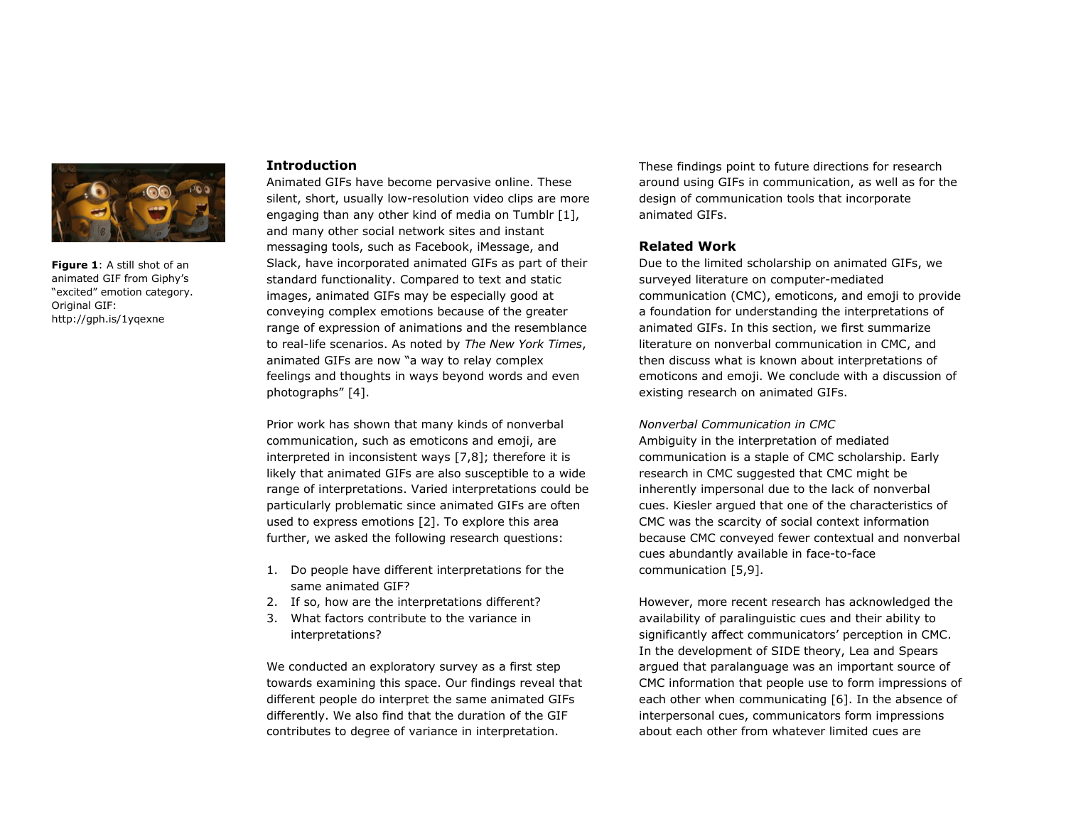**Figure 1**: A still shot of an animated GIF from Giphy's "excited" emotion category. Original GIF: http://gph.is/1yqexne

## Introduction

Animated GIFs have become pervasive online. These silent, short, usually low-resolution video clips are more engaging than any other kind of media on Tumblr [1], and many other social network sites and instant messaging tools, such as Facebook, iMessage, and Slack, have incorporated animated GIFs as part of their standard functionality. Compared to text and static images, animated GIFs may be especially good at conveying complex emotions because of the greater range of expression of animations and the resemblance to real-life scenarios. As noted by *The New York Times*, animated GIFs are now "a way to relay complex feelings and thoughts in ways beyond words and even photographs" [4].

Prior work has shown that many kinds of nonverbal communication, such as emoticons and emoji, are interpreted in inconsistent ways [7,8]; therefore it is likely that animated GIFs are also susceptible to a wide range of interpretations. Varied interpretations could be particularly problematic since animated GIFs are often used to express emotions [2]. To explore this area further, we asked the following research questions:

1. Do people have different interpretations for the same animated GIF?
2. If so, how are the interpretations different?
3. What factors contribute to the variance in interpretations?

We conducted an exploratory survey as a first step towards examining this space. Our findings reveal that different people do interpret the same animated GIFs differently. We also find that the duration of the GIF contributes to degree of variance in interpretation.

These findings point to future directions for research around using GIFs in communication, as well as for the design of communication tools that incorporate animated GIFs.

## Related Work

Due to the limited scholarship on animated GIFs, we surveyed literature on computer-mediated communication (CMC), emoticons, and emoji to provide a foundation for understanding the interpretations of animated GIFs. In this section, we first summarize literature on nonverbal communication in CMC, and then discuss what is known about interpretations of emoticons and emoji. We conclude with a discussion of existing research on animated GIFs.

### *Nonverbal Communication in CMC*

Ambiguity in the interpretation of mediated communication is a staple of CMC scholarship. Early research in CMC suggested that CMC might be inherently impersonal due to the lack of nonverbal cues. Kiesler argued that one of the characteristics of CMC was the scarcity of social context information because CMC conveyed fewer contextual and nonverbal cues abundantly available in face-to-face communication [5,9].

However, more recent research has acknowledged the availability of paralinguistic cues and their ability to significantly affect communicators' perception in CMC. In the development of SIDE theory, Lea and Spears argued that paralanguage was an important source of CMC information that people use to form impressions of each other when communicating [6]. In the absence of interpersonal cues, communicators form impressions about each other from whatever limited cues are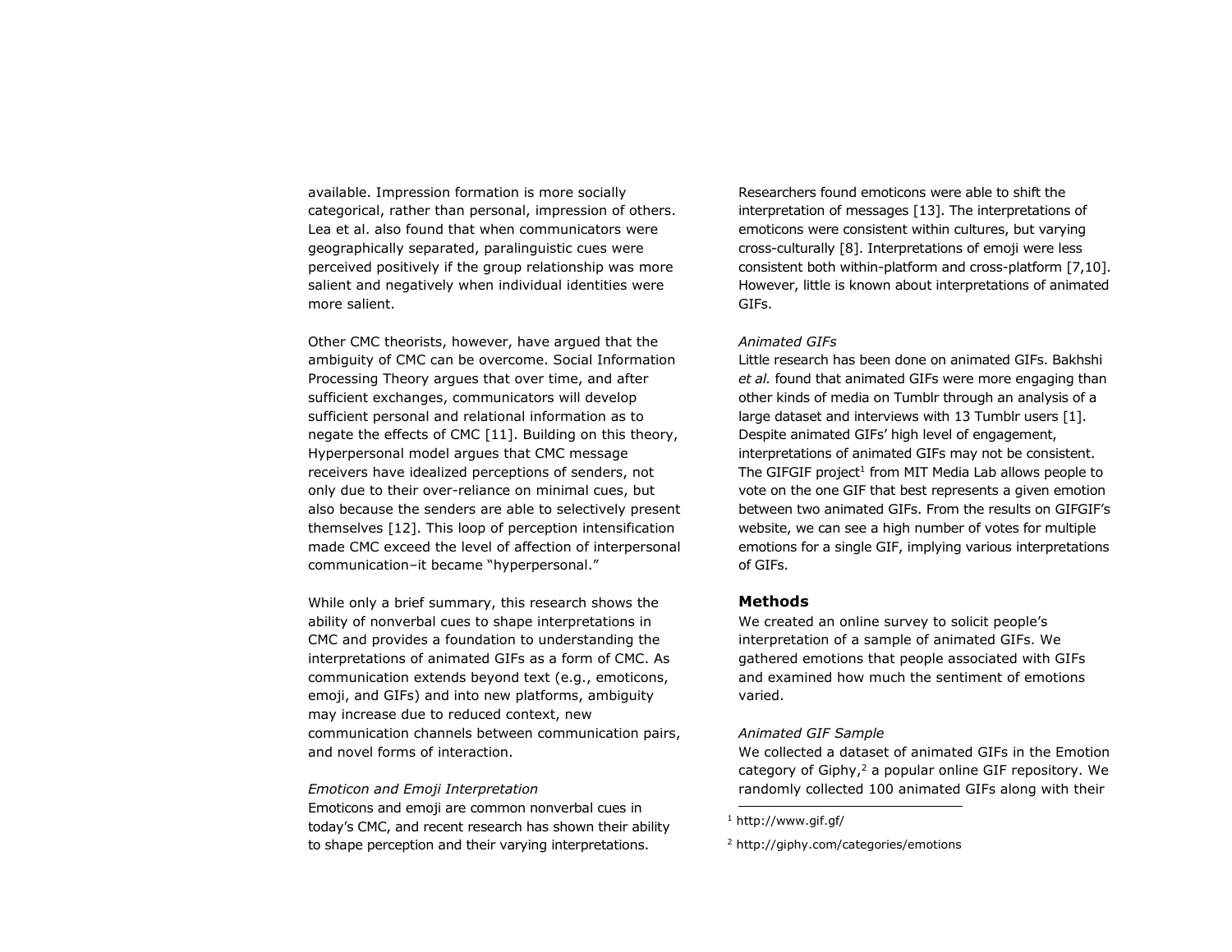available. Impression formation is more socially categorical, rather than personal, impression of others. Lea et al. also found that when communicators were geographically separated, paralinguistic cues were perceived positively if the group relationship was more salient and negatively when individual identities were more salient.

Other CMC theorists, however, have argued that the ambiguity of CMC can be overcome. Social Information Processing Theory argues that over time, and after sufficient exchanges, communicators will develop sufficient personal and relational information as to negate the effects of CMC [11]. Building on this theory, Hyperpersonal model argues that CMC message receivers have idealized perceptions of senders, not only due to their over-reliance on minimal cues, but also because the senders are able to selectively present themselves [12]. This loop of perception intensification made CMC exceed the level of affection of interpersonal communication–it became "hyperpersonal."

While only a brief summary, this research shows the ability of nonverbal cues to shape interpretations in CMC and provides a foundation to understanding the interpretations of animated GIFs as a form of CMC. As communication extends beyond text (e.g., emoticons, emoji, and GIFs) and into new platforms, ambiguity may increase due to reduced context, new communication channels between communication pairs, and novel forms of interaction.

*Emoticon and Emoji Interpretation*

Emoticons and emoji are common nonverbal cues in today's CMC, and recent research has shown their ability to shape perception and their varying interpretations. Researchers found emoticons were able to shift the interpretation of messages [13]. The interpretations of emoticons were consistent within cultures, but varying cross-culturally [8]. Interpretations of emoji were less consistent both within-platform and cross-platform [7,10]. However, little is known about interpretations of animated GIFs.

*Animated GIFs*

Little research has been done on animated GIFs. Bakhshi *et al.* found that animated GIFs were more engaging than other kinds of media on Tumblr through an analysis of a large dataset and interviews with 13 Tumblr users [1]. Despite animated GIFs' high level of engagement, interpretations of animated GIFs may not be consistent. The GIFGIF project[1] from MIT Media Lab allows people to vote on the one GIF that best represents a given emotion between two animated GIFs. From the results on GIFGIF's website, we can see a high number of votes for multiple emotions for a single GIF, implying various interpretations of GIFs.

## Methods

We created an online survey to solicit people's interpretation of a sample of animated GIFs. We gathered emotions that people associated with GIFs and examined how much the sentiment of emotions varied.

*Animated GIF Sample*

We collected a dataset of animated GIFs in the Emotion category of Giphy,[2] a popular online GIF repository. We randomly collected 100 animated GIFs along with their

[1] http://www.gif.gf/

[2] http://giphy.com/categories/emotions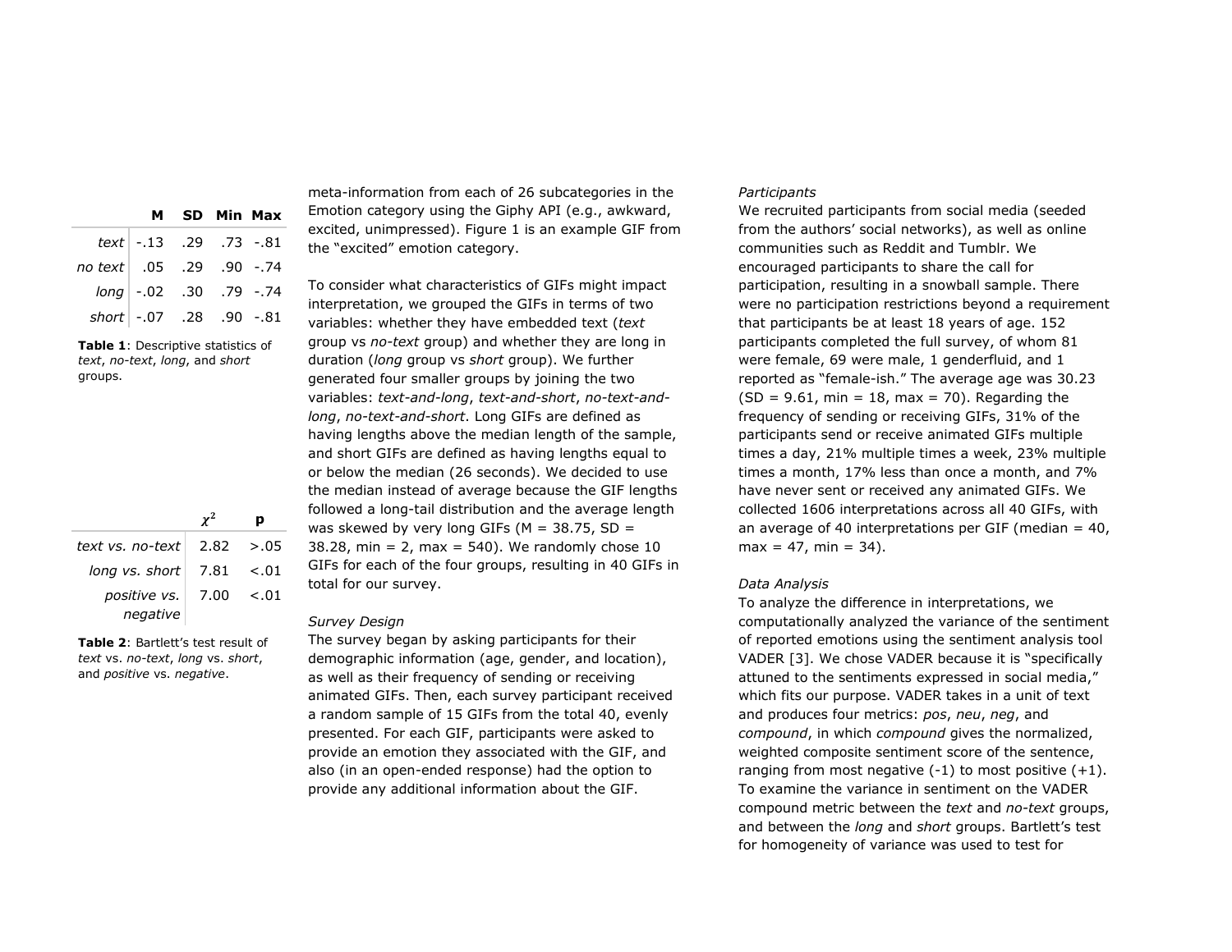| | M | SD | Min | Max |
|---|---|---|---|---|
| *text* | -.13 | .29 | .73 | -.81 |
| *no text* | .05 | .29 | .90 | -.74 |
| *long* | -.02 | .30 | .79 | -.74 |
| *short* | -.07 | .28 | .90 | -.81 |

**Table 1**: Descriptive statistics of *text*, *no-text*, *long*, and *short* groups.

| | $\chi^2$ | p |
|---|---|---|
| *text vs. no-text* | 2.82 | >.05 |
| *long vs. short* | 7.81 | <.01 |
| *positive vs. negative* | 7.00 | <.01 |

**Table 2**: Bartlett's test result of *text* vs. *no-text*, *long* vs. *short*, and *positive* vs. *negative*.

meta-information from each of 26 subcategories in the Emotion category using the Giphy API (e.g., awkward, excited, unimpressed). Figure 1 is an example GIF from the "excited" emotion category.

To consider what characteristics of GIFs might impact interpretation, we grouped the GIFs in terms of two variables: whether they have embedded text (*text* group vs *no-text* group) and whether they are long in duration (*long* group vs *short* group). We further generated four smaller groups by joining the two variables: *text-and-long*, *text-and-short*, *no-text-and-long*, *no-text-and-short*. Long GIFs are defined as having lengths above the median length of the sample, and short GIFs are defined as having lengths equal to or below the median (26 seconds). We decided to use the median instead of average because the GIF lengths followed a long-tail distribution and the average length was skewed by very long GIFs (M = 38.75, SD = 38.28, min = 2, max = 540). We randomly chose 10 GIFs for each of the four groups, resulting in 40 GIFs in total for our survey.

*Survey Design*

The survey began by asking participants for their demographic information (age, gender, and location), as well as their frequency of sending or receiving animated GIFs. Then, each survey participant received a random sample of 15 GIFs from the total 40, evenly presented. For each GIF, participants were asked to provide an emotion they associated with the GIF, and also (in an open-ended response) had the option to provide any additional information about the GIF.

*Participants*

We recruited participants from social media (seeded from the authors' social networks), as well as online communities such as Reddit and Tumblr. We encouraged participants to share the call for participation, resulting in a snowball sample. There were no participation restrictions beyond a requirement that participants be at least 18 years of age. 152 participants completed the full survey, of whom 81 were female, 69 were male, 1 genderfluid, and 1 reported as "female-ish." The average age was 30.23 (SD = 9.61, min = 18, max = 70). Regarding the frequency of sending or receiving GIFs, 31% of the participants send or receive animated GIFs multiple times a day, 21% multiple times a week, 23% multiple times a month, 17% less than once a month, and 7% have never sent or received any animated GIFs. We collected 1606 interpretations across all 40 GIFs, with an average of 40 interpretations per GIF (median = 40, max = 47, min = 34).

*Data Analysis*

To analyze the difference in interpretations, we computationally analyzed the variance of the sentiment of reported emotions using the sentiment analysis tool VADER [3]. We chose VADER because it is "specifically attuned to the sentiments expressed in social media," which fits our purpose. VADER takes in a unit of text and produces four metrics: *pos*, *neu*, *neg*, and *compound*, in which *compound* gives the normalized, weighted composite sentiment score of the sentence, ranging from most negative (-1) to most positive (+1). To examine the variance in sentiment on the VADER compound metric between the *text* and *no-text* groups, and between the *long* and *short* groups. Bartlett's test for homogeneity of variance was used to test for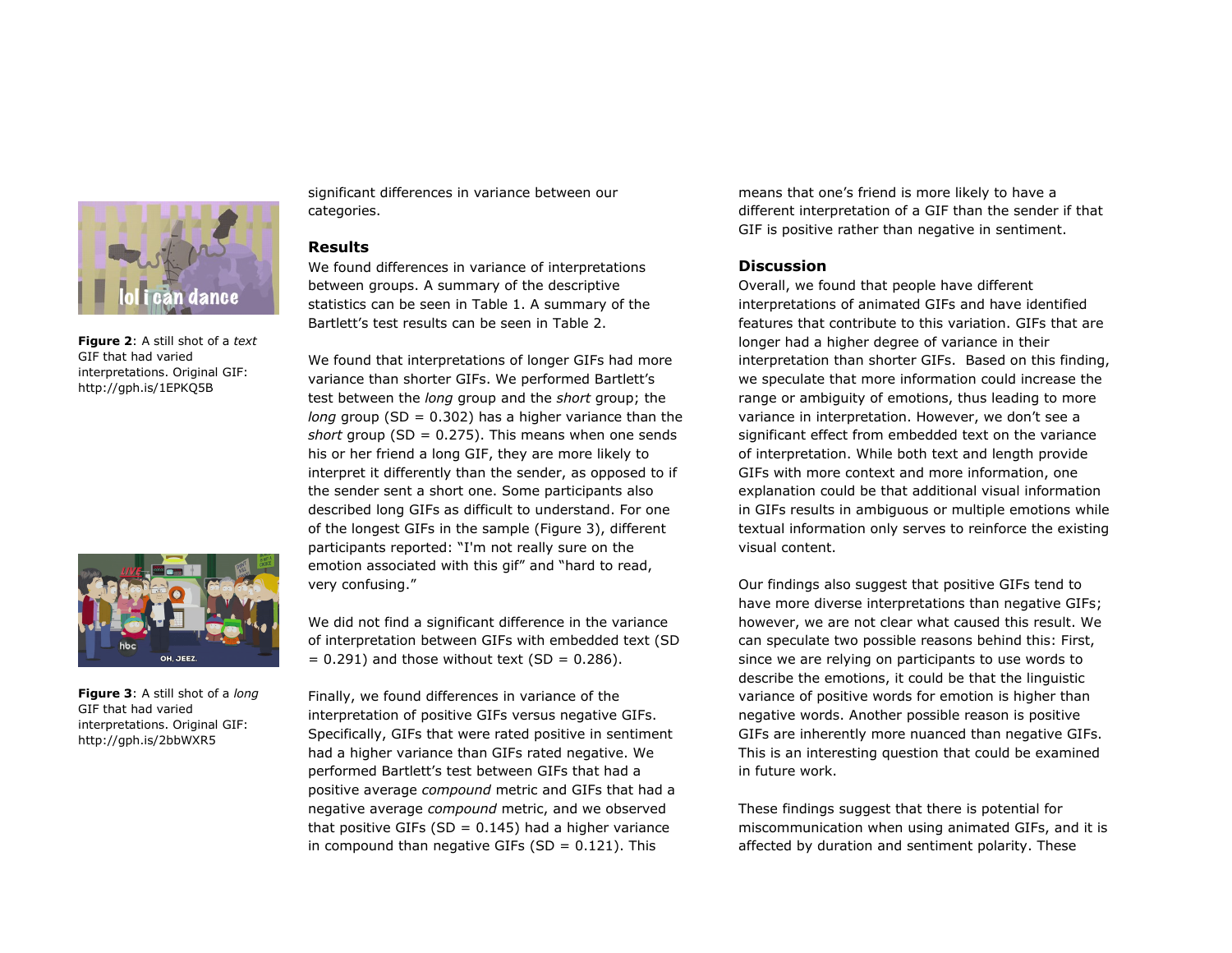**Figure 2**: A still shot of a *text* GIF that had varied interpretations. Original GIF: http://gph.is/1EPKQ5B

**Figure 3**: A still shot of a *long* GIF that had varied interpretations. Original GIF: http://gph.is/2bbWXR5

significant differences in variance between our categories.

## Results

We found differences in variance of interpretations between groups. A summary of the descriptive statistics can be seen in Table 1. A summary of the Bartlett's test results can be seen in Table 2.

We found that interpretations of longer GIFs had more variance than shorter GIFs. We performed Bartlett's test between the *long* group and the *short* group; the *long* group (SD = 0.302) has a higher variance than the *short* group (SD = 0.275). This means when one sends his or her friend a long GIF, they are more likely to interpret it differently than the sender, as opposed to if the sender sent a short one. Some participants also described long GIFs as difficult to understand. For one of the longest GIFs in the sample (Figure 3), different participants reported: "I'm not really sure on the emotion associated with this gif" and "hard to read, very confusing."

We did not find a significant difference in the variance of interpretation between GIFs with embedded text (SD = 0.291) and those without text (SD = 0.286).

Finally, we found differences in variance of the interpretation of positive GIFs versus negative GIFs. Specifically, GIFs that were rated positive in sentiment had a higher variance than GIFs rated negative. We performed Bartlett's test between GIFs that had a positive average *compound* metric and GIFs that had a negative average *compound* metric, and we observed that positive GIFs (SD = 0.145) had a higher variance in compound than negative GIFs (SD = 0.121). This means that one's friend is more likely to have a different interpretation of a GIF than the sender if that GIF is positive rather than negative in sentiment.

## Discussion

Overall, we found that people have different interpretations of animated GIFs and have identified features that contribute to this variation. GIFs that are longer had a higher degree of variance in their interpretation than shorter GIFs. Based on this finding, we speculate that more information could increase the range or ambiguity of emotions, thus leading to more variance in interpretation. However, we don't see a significant effect from embedded text on the variance of interpretation. While both text and length provide GIFs with more context and more information, one explanation could be that additional visual information in GIFs results in ambiguous or multiple emotions while textual information only serves to reinforce the existing visual content.

Our findings also suggest that positive GIFs tend to have more diverse interpretations than negative GIFs; however, we are not clear what caused this result. We can speculate two possible reasons behind this: First, since we are relying on participants to use words to describe the emotions, it could be that the linguistic variance of positive words for emotion is higher than negative words. Another possible reason is positive GIFs are inherently more nuanced than negative GIFs. This is an interesting question that could be examined in future work.

These findings suggest that there is potential for miscommunication when using animated GIFs, and it is affected by duration and sentiment polarity. These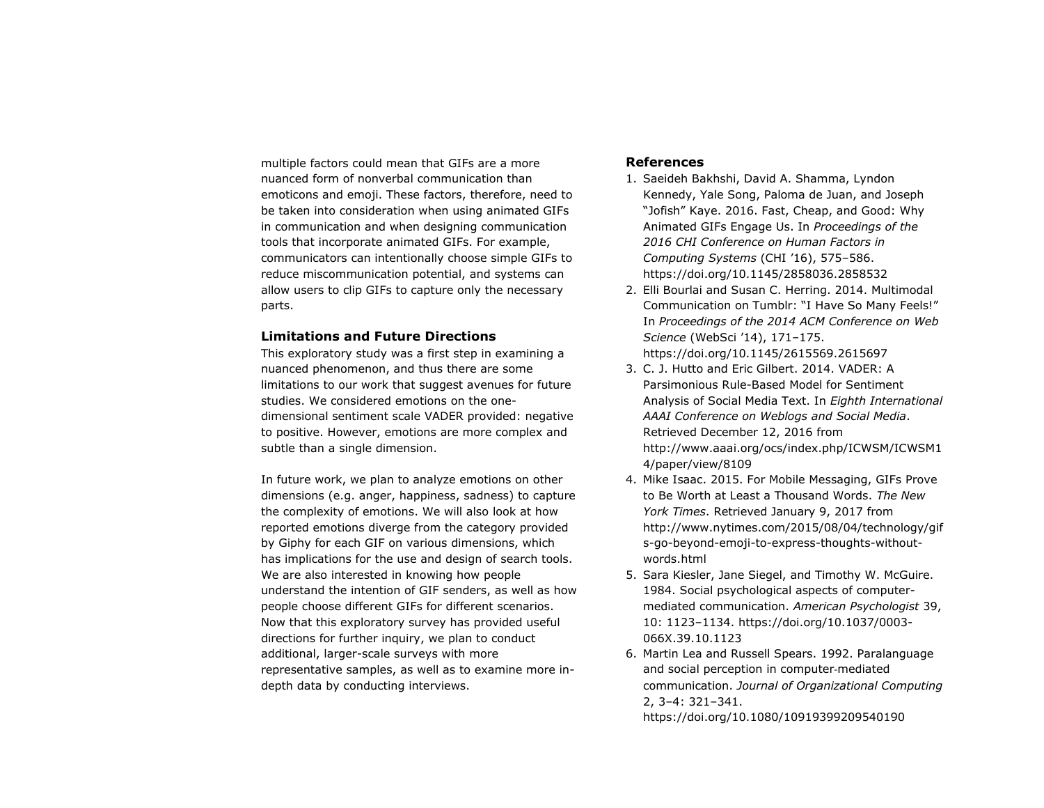multiple factors could mean that GIFs are a more nuanced form of nonverbal communication than emoticons and emoji. These factors, therefore, need to be taken into consideration when using animated GIFs in communication and when designing communication tools that incorporate animated GIFs. For example, communicators can intentionally choose simple GIFs to reduce miscommunication potential, and systems can allow users to clip GIFs to capture only the necessary parts.

### Limitations and Future Directions

This exploratory study was a first step in examining a nuanced phenomenon, and thus there are some limitations to our work that suggest avenues for future studies. We considered emotions on the one-dimensional sentiment scale VADER provided: negative to positive. However, emotions are more complex and subtle than a single dimension.

In future work, we plan to analyze emotions on other dimensions (e.g. anger, happiness, sadness) to capture the complexity of emotions. We will also look at how reported emotions diverge from the category provided by Giphy for each GIF on various dimensions, which has implications for the use and design of search tools. We are also interested in knowing how people understand the intention of GIF senders, as well as how people choose different GIFs for different scenarios. Now that this exploratory survey has provided useful directions for further inquiry, we plan to conduct additional, larger-scale surveys with more representative samples, as well as to examine more in-depth data by conducting interviews.

### References

1. Saeideh Bakhshi, David A. Shamma, Lyndon Kennedy, Yale Song, Paloma de Juan, and Joseph "Jofish" Kaye. 2016. Fast, Cheap, and Good: Why Animated GIFs Engage Us. In *Proceedings of the 2016 CHI Conference on Human Factors in Computing Systems* (CHI '16), 575–586. https://doi.org/10.1145/2858036.2858532
2. Elli Bourlai and Susan C. Herring. 2014. Multimodal Communication on Tumblr: "I Have So Many Feels!" In *Proceedings of the 2014 ACM Conference on Web Science* (WebSci '14), 171–175. https://doi.org/10.1145/2615569.2615697
3. C. J. Hutto and Eric Gilbert. 2014. VADER: A Parsimonious Rule-Based Model for Sentiment Analysis of Social Media Text. In *Eighth International AAAI Conference on Weblogs and Social Media*. Retrieved December 12, 2016 from http://www.aaai.org/ocs/index.php/ICWSM/ICWSM14/paper/view/8109
4. Mike Isaac. 2015. For Mobile Messaging, GIFs Prove to Be Worth at Least a Thousand Words. *The New York Times*. Retrieved January 9, 2017 from http://www.nytimes.com/2015/08/04/technology/gifs-go-beyond-emoji-to-express-thoughts-without-words.html
5. Sara Kiesler, Jane Siegel, and Timothy W. McGuire. 1984. Social psychological aspects of computer-mediated communication. *American Psychologist* 39, 10: 1123–1134. https://doi.org/10.1037/0003-066X.39.10.1123
6. Martin Lea and Russell Spears. 1992. Paralanguage and social perception in computer-mediated communication. *Journal of Organizational Computing* 2, 3–4: 321–341. https://doi.org/10.1080/10919399209540190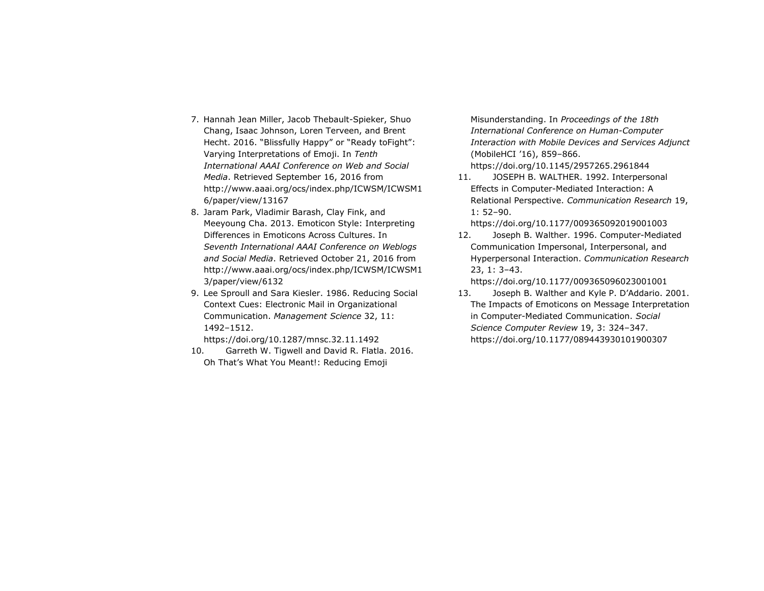7. Hannah Jean Miller, Jacob Thebault-Spieker, Shuo Chang, Isaac Johnson, Loren Terveen, and Brent Hecht. 2016. “Blissfully Happy” or “Ready toFight”: Varying Interpretations of Emoji. In *Tenth International AAAI Conference on Web and Social Media*. Retrieved September 16, 2016 from http://www.aaai.org/ocs/index.php/ICWSM/ICWSM16/paper/view/13167
8. Jaram Park, Vladimir Barash, Clay Fink, and Meeyoung Cha. 2013. Emoticon Style: Interpreting Differences in Emoticons Across Cultures. In *Seventh International AAAI Conference on Weblogs and Social Media*. Retrieved October 21, 2016 from http://www.aaai.org/ocs/index.php/ICWSM/ICWSM13/paper/view/6132
9. Lee Sproull and Sara Kiesler. 1986. Reducing Social Context Cues: Electronic Mail in Organizational Communication. *Management Science* 32, 11: 1492–1512. https://doi.org/10.1287/mnsc.32.11.1492
10. Garreth W. Tigwell and David R. Flatla. 2016. Oh That’s What You Meant!: Reducing Emoji Misunderstanding. In *Proceedings of the 18th International Conference on Human-Computer Interaction with Mobile Devices and Services Adjunct* (MobileHCI ’16), 859–866. https://doi.org/10.1145/2957265.2961844
11. JOSEPH B. WALTHER. 1992. Interpersonal Effects in Computer-Mediated Interaction: A Relational Perspective. *Communication Research* 19, 1: 52–90. https://doi.org/10.1177/009365092019001003
12. Joseph B. Walther. 1996. Computer-Mediated Communication Impersonal, Interpersonal, and Hyperpersonal Interaction. *Communication Research* 23, 1: 3–43. https://doi.org/10.1177/009365096023001001
13. Joseph B. Walther and Kyle P. D’Addario. 2001. The Impacts of Emoticons on Message Interpretation in Computer-Mediated Communication. *Social Science Computer Review* 19, 3: 324–347. https://doi.org/10.1177/089443930101900307